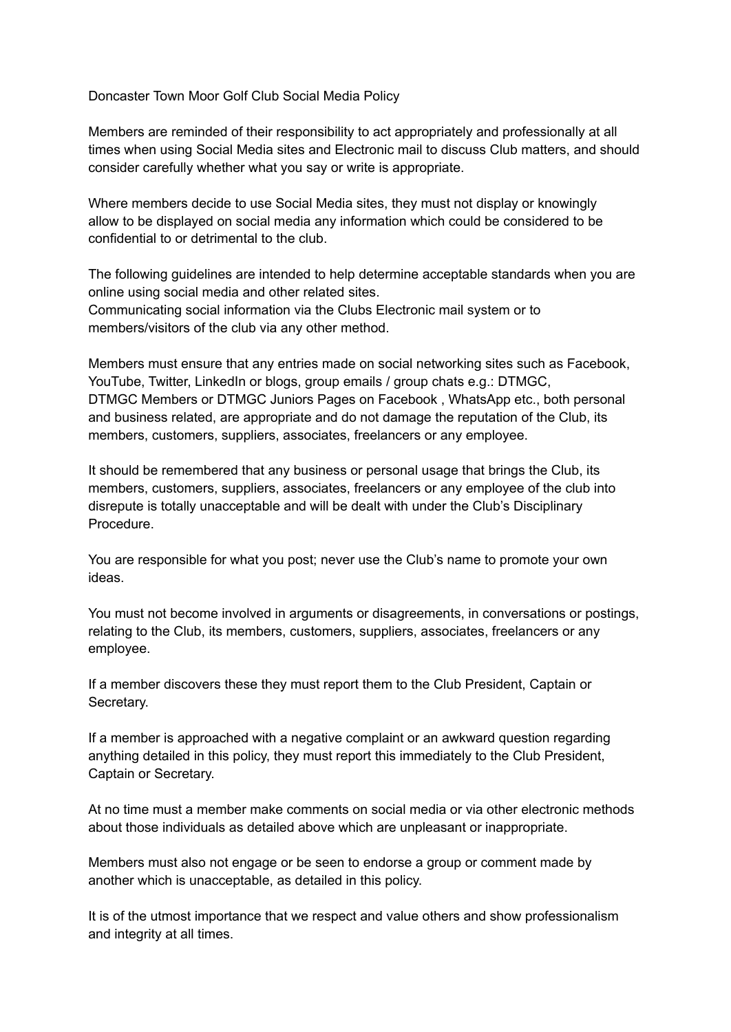# Doncaster Town Moor Golf Club Social Media Policy

Members are reminded of their responsibility to act appropriately and professionally at all times when using Social Media sites and Electronic mail to discuss Club matters, and should consider carefully whether what you say or write is appropriate.

Where members decide to use Social Media sites, they must not display or knowingly allow to be displayed on social media any information which could be considered to be confidential to or detrimental to the club.

The following guidelines are intended to help determine acceptable standards when you are online using social media and other related sites.
Communicating social information via the Clubs Electronic mail system or to members/visitors of the club via any other method.

Members must ensure that any entries made on social networking sites such as Facebook, YouTube, Twitter, LinkedIn or blogs, group emails / group chats e.g.: DTMGC, DTMGC Members or DTMGC Juniors Pages on Facebook , WhatsApp etc., both personal and business related, are appropriate and do not damage the reputation of the Club, its members, customers, suppliers, associates, freelancers or any employee.

It should be remembered that any business or personal usage that brings the Club, its members, customers, suppliers, associates, freelancers or any employee of the club into disrepute is totally unacceptable and will be dealt with under the Club's Disciplinary Procedure.

You are responsible for what you post; never use the Club's name to promote your own ideas.

You must not become involved in arguments or disagreements, in conversations or postings, relating to the Club, its members, customers, suppliers, associates, freelancers or any employee.

If a member discovers these they must report them to the Club President, Captain or Secretary.

If a member is approached with a negative complaint or an awkward question regarding anything detailed in this policy, they must report this immediately to the Club President, Captain or Secretary.

At no time must a member make comments on social media or via other electronic methods about those individuals as detailed above which are unpleasant or inappropriate.

Members must also not engage or be seen to endorse a group or comment made by another which is unacceptable, as detailed in this policy.

It is of the utmost importance that we respect and value others and show professionalism and integrity at all times.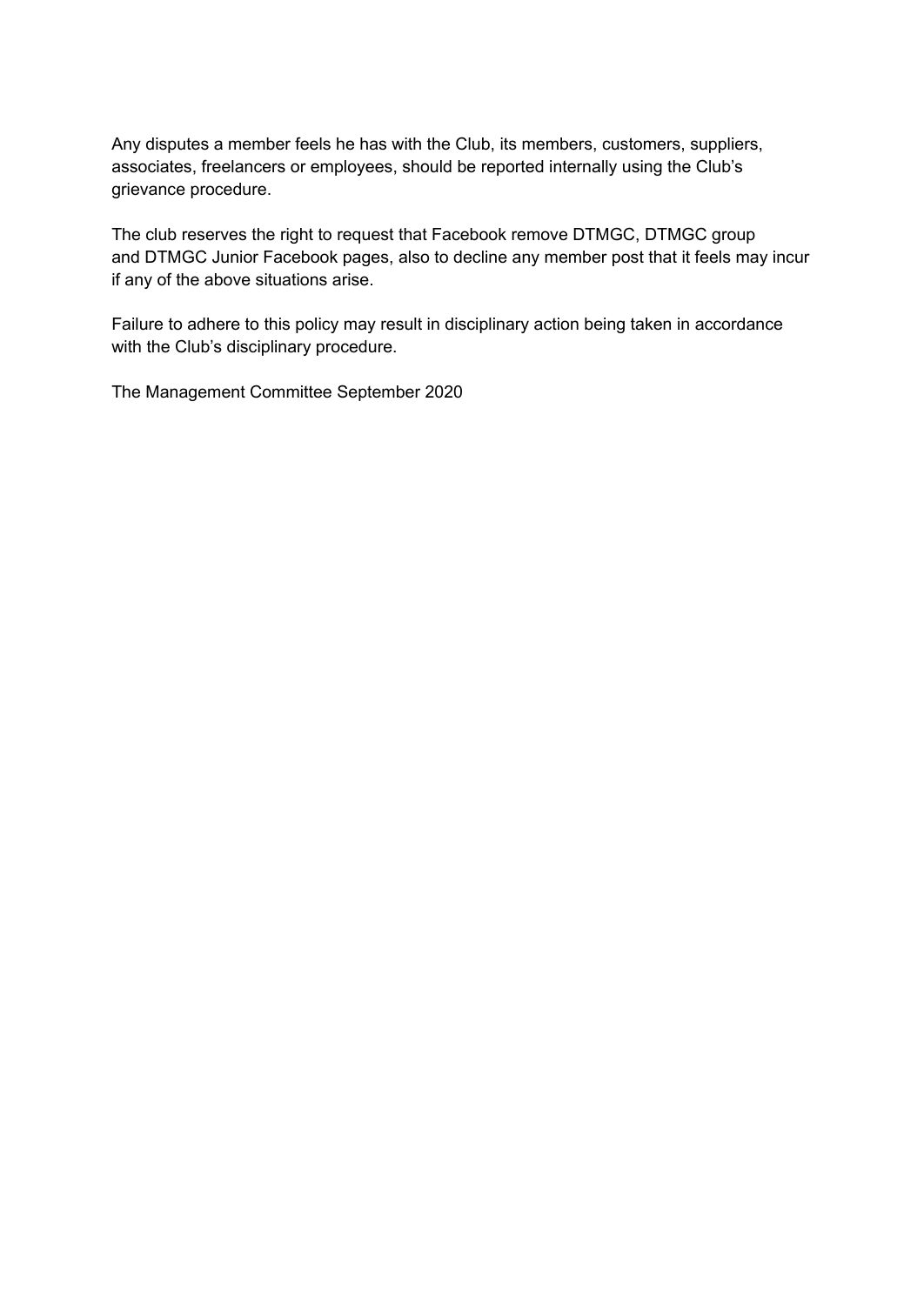Any disputes a member feels he has with the Club, its members, customers, suppliers, associates, freelancers or employees, should be reported internally using the Club's grievance procedure.

The club reserves the right to request that Facebook remove DTMGC, DTMGC group and DTMGC Junior Facebook pages, also to decline any member post that it feels may incur if any of the above situations arise.

Failure to adhere to this policy may result in disciplinary action being taken in accordance with the Club's disciplinary procedure.

The Management Committee September 2020